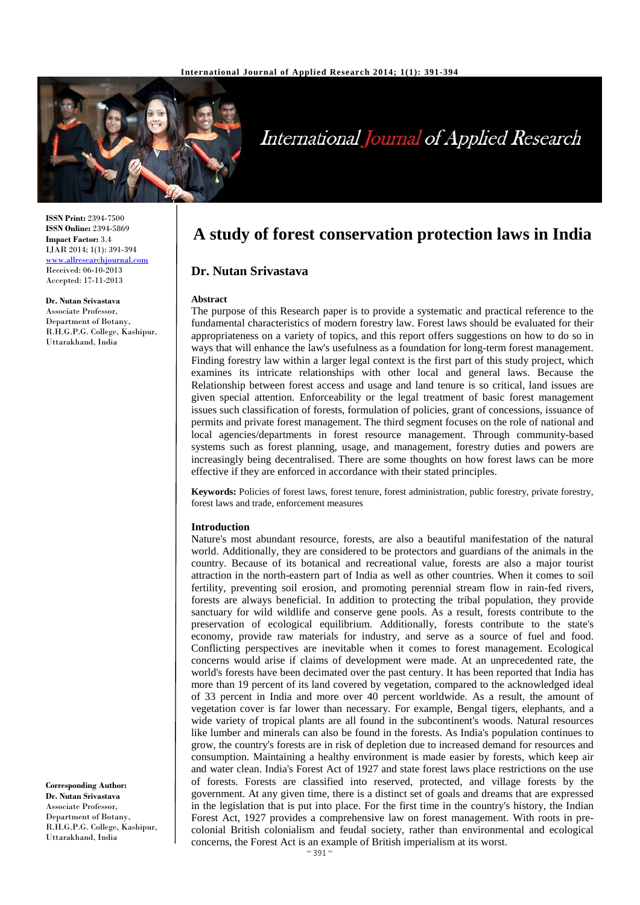ISSN Print: 2394-7500
**ISSN Online:** 2394-5869
**Impact Factor:** 3.4
IJAR 2014; 1(1): 391-394
www.allresearchjournal.com
Received: 06-10-2013
Accepted: 17-11-2013

**Dr. Nutan Srivastava**
Associate Professor,
Department of Botany,
R.H.G.P.G. College, Kashipur,
Uttarakhand, India

**Corresponding Author:**
**Dr. Nutan Srivastava**
Associate Professor,
Department of Botany,
R.H.G.P.G. College, Kashipur,
Uttarakhand, India

# A study of forest conservation protection laws in India

## Dr. Nutan Srivastava

### Abstract

The purpose of this Research paper is to provide a systematic and practical reference to the fundamental characteristics of modern forestry law. Forest laws should be evaluated for their appropriateness on a variety of topics, and this report offers suggestions on how to do so in ways that will enhance the law's usefulness as a foundation for long-term forest management. Finding forestry law within a larger legal context is the first part of this study project, which examines its intricate relationships with other local and general laws. Because the Relationship between forest access and usage and land tenure is so critical, land issues are given special attention. Enforceability or the legal treatment of basic forest management issues such classification of forests, formulation of policies, grant of concessions, issuance of permits and private forest management. The third segment focuses on the role of national and local agencies/departments in forest resource management. Through community-based systems such as forest planning, usage, and management, forestry duties and powers are increasingly being decentralised. There are some thoughts on how forest laws can be more effective if they are enforced in accordance with their stated principles.

**Keywords:** Policies of forest laws, forest tenure, forest administration, public forestry, private forestry, forest laws and trade, enforcement measures

### Introduction

Nature's most abundant resource, forests, are also a beautiful manifestation of the natural world. Additionally, they are considered to be protectors and guardians of the animals in the country. Because of its botanical and recreational value, forests are also a major tourist attraction in the north-eastern part of India as well as other countries. When it comes to soil fertility, preventing soil erosion, and promoting perennial stream flow in rain-fed rivers, forests are always beneficial. In addition to protecting the tribal population, they provide sanctuary for wild wildlife and conserve gene pools. As a result, forests contribute to the preservation of ecological equilibrium. Additionally, forests contribute to the state's economy, provide raw materials for industry, and serve as a source of fuel and food. Conflicting perspectives are inevitable when it comes to forest management. Ecological concerns would arise if claims of development were made. At an unprecedented rate, the world's forests have been decimated over the past century. It has been reported that India has more than 19 percent of its land covered by vegetation, compared to the acknowledged ideal of 33 percent in India and more over 40 percent worldwide. As a result, the amount of vegetation cover is far lower than necessary. For example, Bengal tigers, elephants, and a wide variety of tropical plants are all found in the subcontinent's woods. Natural resources like lumber and minerals can also be found in the forests. As India's population continues to grow, the country's forests are in risk of depletion due to increased demand for resources and consumption. Maintaining a healthy environment is made easier by forests, which keep air and water clean. India's Forest Act of 1927 and state forest laws place restrictions on the use of forests. Forests are classified into reserved, protected, and village forests by the government. At any given time, there is a distinct set of goals and dreams that are expressed in the legislation that is put into place. For the first time in the country's history, the Indian Forest Act, 1927 provides a comprehensive law on forest management. With roots in pre-colonial British colonialism and feudal society, rather than environmental and ecological concerns, the Forest Act is an example of British imperialism at its worst.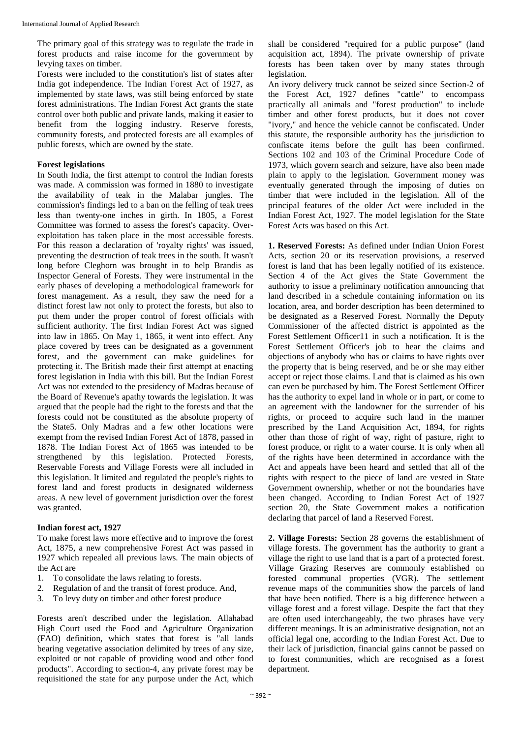The primary goal of this strategy was to regulate the trade in forest products and raise income for the government by levying taxes on timber.

Forests were included to the constitution's list of states after India got independence. The Indian Forest Act of 1927, as implemented by state laws, was still being enforced by state forest administrations. The Indian Forest Act grants the state control over both public and private lands, making it easier to benefit from the logging industry. Reserve forests, community forests, and protected forests are all examples of public forests, which are owned by the state.

### Forest legislations

In South India, the first attempt to control the Indian forests was made. A commission was formed in 1880 to investigate the availability of teak in the Malabar jungles. The commission's findings led to a ban on the felling of teak trees less than twenty-one inches in girth. In 1805, a Forest Committee was formed to assess the forest's capacity. Over-exploitation has taken place in the most accessible forests. For this reason a declaration of 'royalty rights' was issued, preventing the destruction of teak trees in the south. It wasn't long before Cleghorn was brought in to help Brandis as Inspector General of Forests. They were instrumental in the early phases of developing a methodological framework for forest management. As a result, they saw the need for a distinct forest law not only to protect the forests, but also to put them under the proper control of forest officials with sufficient authority. The first Indian Forest Act was signed into law in 1865. On May 1, 1865, it went into effect. Any place covered by trees can be designated as a government forest, and the government can make guidelines for protecting it. The British made their first attempt at enacting forest legislation in India with this bill. But the Indian Forest Act was not extended to the presidency of Madras because of the Board of Revenue's apathy towards the legislation. It was argued that the people had the right to the forests and that the forests could not be constituted as the absolute property of the State5. Only Madras and a few other locations were exempt from the revised Indian Forest Act of 1878, passed in 1878. The Indian Forest Act of 1865 was intended to be strengthened by this legislation. Protected Forests, Reservable Forests and Village Forests were all included in this legislation. It limited and regulated the people's rights to forest land and forest products in designated wilderness areas. A new level of government jurisdiction over the forest was granted.

### Indian forest act, 1927

To make forest laws more effective and to improve the forest Act, 1875, a new comprehensive Forest Act was passed in 1927 which repealed all previous laws. The main objects of the Act are

1. To consolidate the laws relating to forests.
2. Regulation of and the transit of forest produce. And,
3. To levy duty on timber and other forest produce

Forests aren't described under the legislation. Allahabad High Court used the Food and Agriculture Organization (FAO) definition, which states that forest is "all lands bearing vegetative association delimited by trees of any size, exploited or not capable of providing wood and other food products". According to section-4, any private forest may be requisitioned the state for any purpose under the Act, which shall be considered "required for a public purpose" (land acquisition act, 1894). The private ownership of private forests has been taken over by many states through legislation.

An ivory delivery truck cannot be seized since Section-2 of the Forest Act, 1927 defines "cattle" to encompass practically all animals and "forest production" to include timber and other forest products, but it does not cover "ivory," and hence the vehicle cannot be confiscated. Under this statute, the responsible authority has the jurisdiction to confiscate items before the guilt has been confirmed. Sections 102 and 103 of the Criminal Procedure Code of 1973, which govern search and seizure, have also been made plain to apply to the legislation. Government money was eventually generated through the imposing of duties on timber that were included in the legislation. All of the principal features of the older Act were included in the Indian Forest Act, 1927. The model legislation for the State Forest Acts was based on this Act.

**1. Reserved Forests:** As defined under Indian Union Forest Acts, section 20 or its reservation provisions, a reserved forest is land that has been legally notified of its existence. Section 4 of the Act gives the State Government the authority to issue a preliminary notification announcing that land described in a schedule containing information on its location, area, and border description has been determined to be designated as a Reserved Forest. Normally the Deputy Commissioner of the affected district is appointed as the Forest Settlement Officer11 in such a notification. It is the Forest Settlement Officer's job to hear the claims and objections of anybody who has or claims to have rights over the property that is being reserved, and he or she may either accept or reject those claims. Land that is claimed as his own can even be purchased by him. The Forest Settlement Officer has the authority to expel land in whole or in part, or come to an agreement with the landowner for the surrender of his rights, or proceed to acquire such land in the manner prescribed by the Land Acquisition Act, 1894, for rights other than those of right of way, right of pasture, right to forest produce, or right to a water course. It is only when all of the rights have been determined in accordance with the Act and appeals have been heard and settled that all of the rights with respect to the piece of land are vested in State Government ownership, whether or not the boundaries have been changed. According to Indian Forest Act of 1927 section 20, the State Government makes a notification declaring that parcel of land a Reserved Forest.

**2. Village Forests:** Section 28 governs the establishment of village forests. The government has the authority to grant a village the right to use land that is a part of a protected forest. Village Grazing Reserves are commonly established on forested communal properties (VGR). The settlement revenue maps of the communities show the parcels of land that have been notified. There is a big difference between a village forest and a forest village. Despite the fact that they are often used interchangeably, the two phrases have very different meanings. It is an administrative designation, not an official legal one, according to the Indian Forest Act. Due to their lack of jurisdiction, financial gains cannot be passed on to forest communities, which are recognised as a forest department.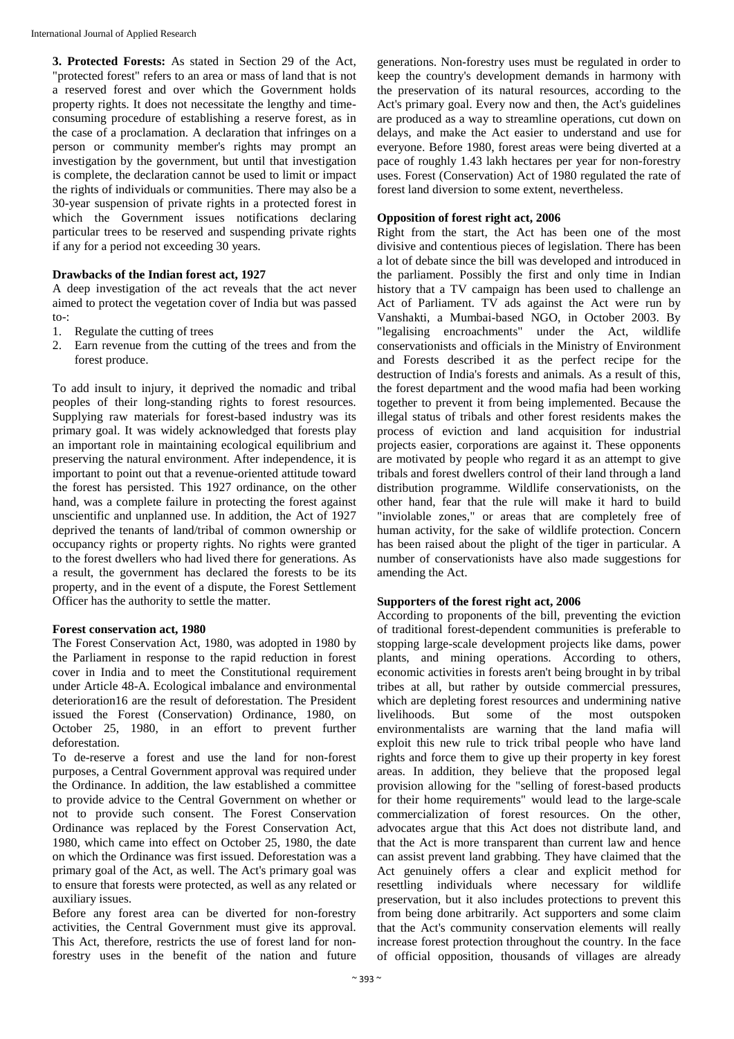**3. Protected Forests:** As stated in Section 29 of the Act, "protected forest" refers to an area or mass of land that is not a reserved forest and over which the Government holds property rights. It does not necessitate the lengthy and time-consuming procedure of establishing a reserve forest, as in the case of a proclamation. A declaration that infringes on a person or community member's rights may prompt an investigation by the government, but until that investigation is complete, the declaration cannot be used to limit or impact the rights of individuals or communities. There may also be a 30-year suspension of private rights in a protected forest in which the Government issues notifications declaring particular trees to be reserved and suspending private rights if any for a period not exceeding 30 years.

### Drawbacks of the Indian forest act, 1927

A deep investigation of the act reveals that the act never aimed to protect the vegetation cover of India but was passed to-:

1. Regulate the cutting of trees
2. Earn revenue from the cutting of the trees and from the forest produce.

To add insult to injury, it deprived the nomadic and tribal peoples of their long-standing rights to forest resources. Supplying raw materials for forest-based industry was its primary goal. It was widely acknowledged that forests play an important role in maintaining ecological equilibrium and preserving the natural environment. After independence, it is important to point out that a revenue-oriented attitude toward the forest has persisted. This 1927 ordinance, on the other hand, was a complete failure in protecting the forest against unscientific and unplanned use. In addition, the Act of 1927 deprived the tenants of land/tribal of common ownership or occupancy rights or property rights. No rights were granted to the forest dwellers who had lived there for generations. As a result, the government has declared the forests to be its property, and in the event of a dispute, the Forest Settlement Officer has the authority to settle the matter.

### Forest conservation act, 1980

The Forest Conservation Act, 1980, was adopted in 1980 by the Parliament in response to the rapid reduction in forest cover in India and to meet the Constitutional requirement under Article 48-A. Ecological imbalance and environmental deterioration16 are the result of deforestation. The President issued the Forest (Conservation) Ordinance, 1980, on October 25, 1980, in an effort to prevent further deforestation.

To de-reserve a forest and use the land for non-forest purposes, a Central Government approval was required under the Ordinance. In addition, the law established a committee to provide advice to the Central Government on whether or not to provide such consent. The Forest Conservation Ordinance was replaced by the Forest Conservation Act, 1980, which came into effect on October 25, 1980, the date on which the Ordinance was first issued. Deforestation was a primary goal of the Act, as well. The Act's primary goal was to ensure that forests were protected, as well as any related or auxiliary issues.

Before any forest area can be diverted for non-forestry activities, the Central Government must give its approval. This Act, therefore, restricts the use of forest land for non-forestry uses in the benefit of the nation and future generations. Non-forestry uses must be regulated in order to keep the country's development demands in harmony with the preservation of its natural resources, according to the Act's primary goal. Every now and then, the Act's guidelines are produced as a way to streamline operations, cut down on delays, and make the Act easier to understand and use for everyone. Before 1980, forest areas were being diverted at a pace of roughly 1.43 lakh hectares per year for non-forestry uses. Forest (Conservation) Act of 1980 regulated the rate of forest land diversion to some extent, nevertheless.

### Opposition of forest right act, 2006

Right from the start, the Act has been one of the most divisive and contentious pieces of legislation. There has been a lot of debate since the bill was developed and introduced in the parliament. Possibly the first and only time in Indian history that a TV campaign has been used to challenge an Act of Parliament. TV ads against the Act were run by Vanshakti, a Mumbai-based NGO, in October 2003. By "legalising encroachments" under the Act, wildlife conservationists and officials in the Ministry of Environment and Forests described it as the perfect recipe for the destruction of India's forests and animals. As a result of this, the forest department and the wood mafia had been working together to prevent it from being implemented. Because the illegal status of tribals and other forest residents makes the process of eviction and land acquisition for industrial projects easier, corporations are against it. These opponents are motivated by people who regard it as an attempt to give tribals and forest dwellers control of their land through a land distribution programme. Wildlife conservationists, on the other hand, fear that the rule will make it hard to build "inviolable zones," or areas that are completely free of human activity, for the sake of wildlife protection. Concern has been raised about the plight of the tiger in particular. A number of conservationists have also made suggestions for amending the Act.

### Supporters of the forest right act, 2006

According to proponents of the bill, preventing the eviction of traditional forest-dependent communities is preferable to stopping large-scale development projects like dams, power plants, and mining operations. According to others, economic activities in forests aren't being brought in by tribal tribes at all, but rather by outside commercial pressures, which are depleting forest resources and undermining native livelihoods. But some of the most outspoken environmentalists are warning that the land mafia will exploit this new rule to trick tribal people who have land rights and force them to give up their property in key forest areas. In addition, they believe that the proposed legal provision allowing for the "selling of forest-based products for their home requirements" would lead to the large-scale commercialization of forest resources. On the other, advocates argue that this Act does not distribute land, and that the Act is more transparent than current law and hence can assist prevent land grabbing. They have claimed that the Act genuinely offers a clear and explicit method for resettling individuals where necessary for wildlife preservation, but it also includes protections to prevent this from being done arbitrarily. Act supporters and some claim that the Act's community conservation elements will really increase forest protection throughout the country. In the face of official opposition, thousands of villages are already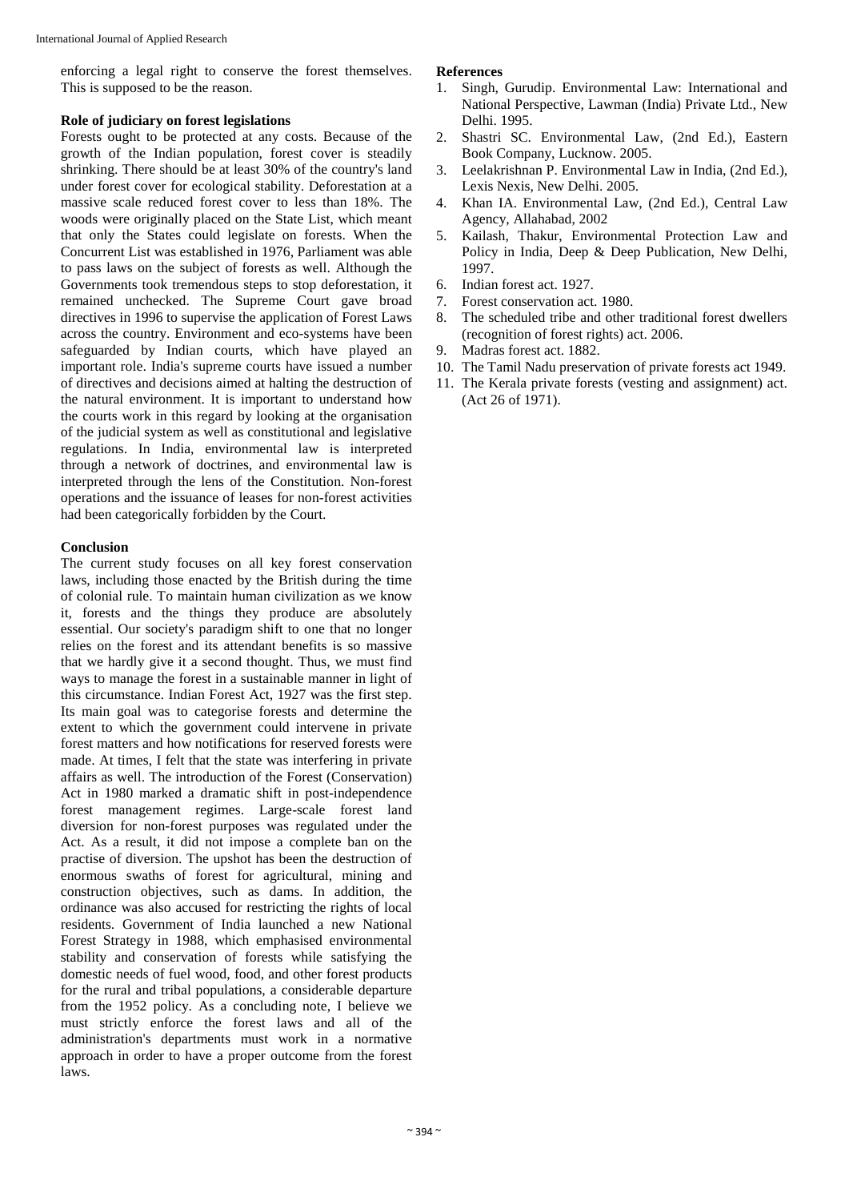enforcing a legal right to conserve the forest themselves. This is supposed to be the reason.

### Role of judiciary on forest legislations

Forests ought to be protected at any costs. Because of the growth of the Indian population, forest cover is steadily shrinking. There should be at least 30% of the country's land under forest cover for ecological stability. Deforestation at a massive scale reduced forest cover to less than 18%. The woods were originally placed on the State List, which meant that only the States could legislate on forests. When the Concurrent List was established in 1976, Parliament was able to pass laws on the subject of forests as well. Although the Governments took tremendous steps to stop deforestation, it remained unchecked. The Supreme Court gave broad directives in 1996 to supervise the application of Forest Laws across the country. Environment and eco-systems have been safeguarded by Indian courts, which have played an important role. India's supreme courts have issued a number of directives and decisions aimed at halting the destruction of the natural environment. It is important to understand how the courts work in this regard by looking at the organisation of the judicial system as well as constitutional and legislative regulations. In India, environmental law is interpreted through a network of doctrines, and environmental law is interpreted through the lens of the Constitution. Non-forest operations and the issuance of leases for non-forest activities had been categorically forbidden by the Court.

### Conclusion

The current study focuses on all key forest conservation laws, including those enacted by the British during the time of colonial rule. To maintain human civilization as we know it, forests and the things they produce are absolutely essential. Our society's paradigm shift to one that no longer relies on the forest and its attendant benefits is so massive that we hardly give it a second thought. Thus, we must find ways to manage the forest in a sustainable manner in light of this circumstance. Indian Forest Act, 1927 was the first step. Its main goal was to categorise forests and determine the extent to which the government could intervene in private forest matters and how notifications for reserved forests were made. At times, I felt that the state was interfering in private affairs as well. The introduction of the Forest (Conservation) Act in 1980 marked a dramatic shift in post-independence forest management regimes. Large-scale forest land diversion for non-forest purposes was regulated under the Act. As a result, it did not impose a complete ban on the practise of diversion. The upshot has been the destruction of enormous swaths of forest for agricultural, mining and construction objectives, such as dams. In addition, the ordinance was also accused for restricting the rights of local residents. Government of India launched a new National Forest Strategy in 1988, which emphasised environmental stability and conservation of forests while satisfying the domestic needs of fuel wood, food, and other forest products for the rural and tribal populations, a considerable departure from the 1952 policy. As a concluding note, I believe we must strictly enforce the forest laws and all of the administration's departments must work in a normative approach in order to have a proper outcome from the forest laws.

### References

1. Singh, Gurudip. Environmental Law: International and National Perspective, Lawman (India) Private Ltd., New Delhi. 1995.
2. Shastri SC. Environmental Law, (2nd Ed.), Eastern Book Company, Lucknow. 2005.
3. Leelakrishnan P. Environmental Law in India, (2nd Ed.), Lexis Nexis, New Delhi. 2005.
4. Khan IA. Environmental Law, (2nd Ed.), Central Law Agency, Allahabad, 2002
5. Kailash, Thakur, Environmental Protection Law and Policy in India, Deep & Deep Publication, New Delhi, 1997.
6. Indian forest act. 1927.
7. Forest conservation act. 1980.
8. The scheduled tribe and other traditional forest dwellers (recognition of forest rights) act. 2006.
9. Madras forest act. 1882.
10. The Tamil Nadu preservation of private forests act 1949.
11. The Kerala private forests (vesting and assignment) act. (Act 26 of 1971).